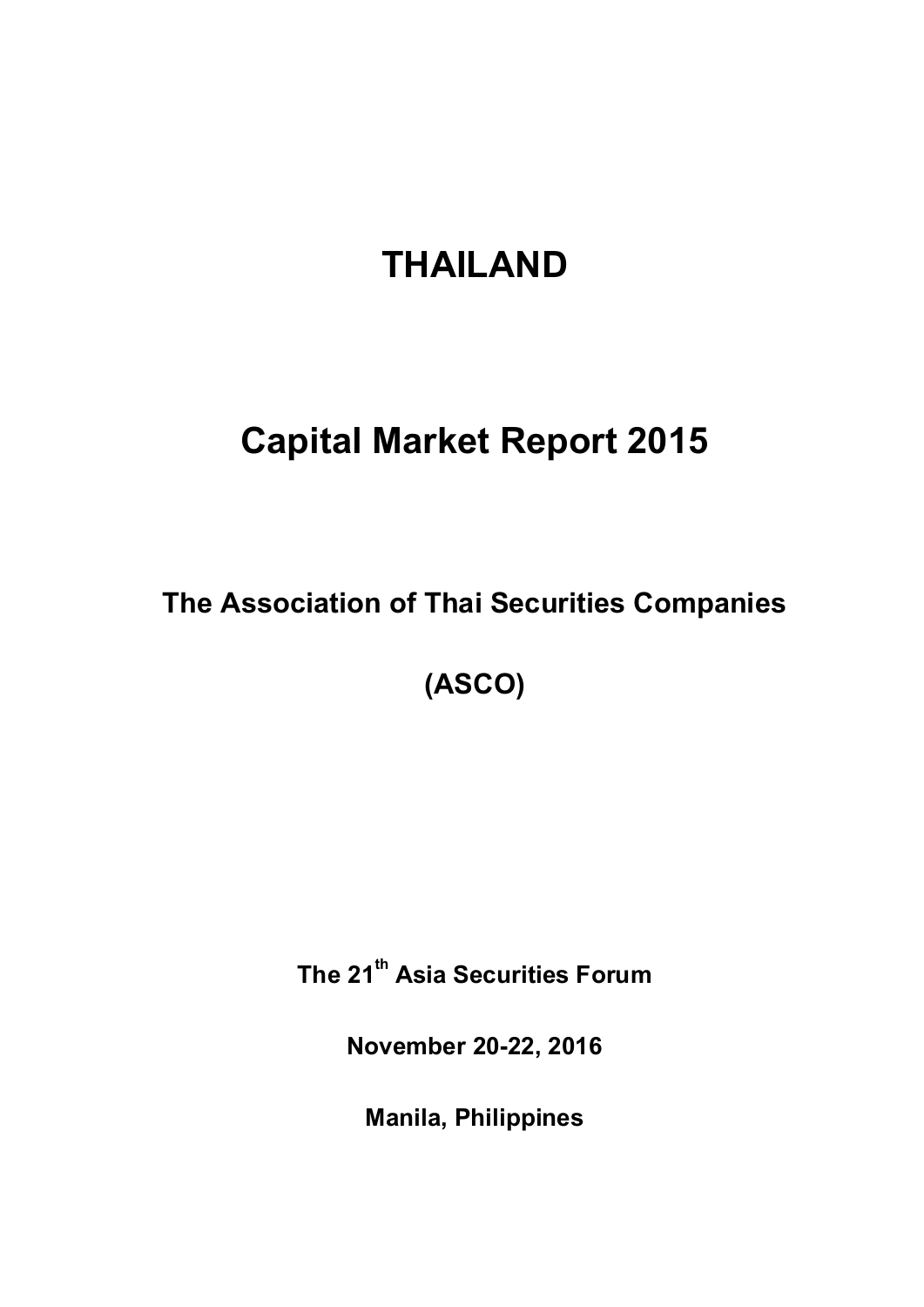# THAILAND

# Capital Market Report 2015

## The Association of Thai Securities Companies

## (ASCO)

**The 21st Asia Securities Forum**

**November 20-22, 2016**

**Manila, Philippines**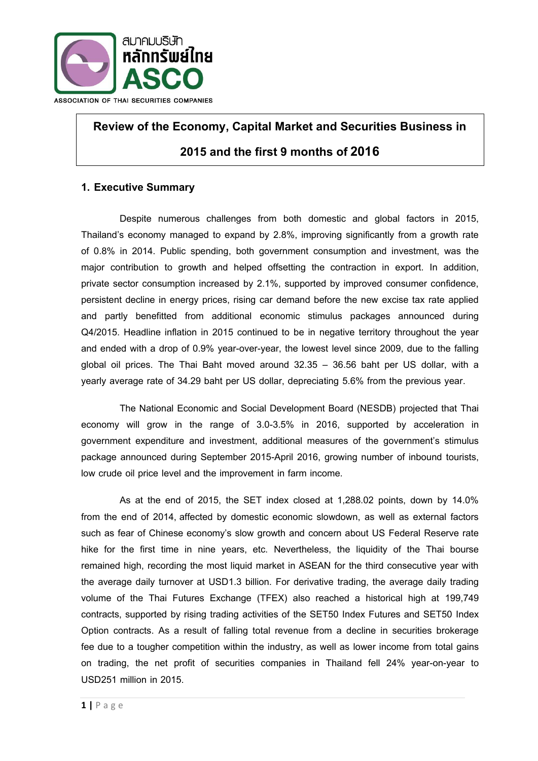**Review of the Economy, Capital Market and Securities Business in 2015 and the first 9 months of 2016**

## 1. Executive Summary

Despite numerous challenges from both domestic and global factors in 2015, Thailand's economy managed to expand by 2.8%, improving significantly from a growth rate of 0.8% in 2014. Public spending, both government consumption and investment, was the major contribution to growth and helped offsetting the contraction in export. In addition, private sector consumption increased by 2.1%, supported by improved consumer confidence, persistent decline in energy prices, rising car demand before the new excise tax rate applied and partly benefitted from additional economic stimulus packages announced during Q4/2015. Headline inflation in 2015 continued to be in negative territory throughout the year and ended with a drop of 0.9% year-over-year, the lowest level since 2009, due to the falling global oil prices. The Thai Baht moved around 32.35 – 36.56 baht per US dollar, with a yearly average rate of 34.29 baht per US dollar, depreciating 5.6% from the previous year.

The National Economic and Social Development Board (NESDB) projected that Thai economy will grow in the range of 3.0-3.5% in 2016, supported by acceleration in government expenditure and investment, additional measures of the government's stimulus package announced during September 2015-April 2016, growing number of inbound tourists, low crude oil price level and the improvement in farm income.

As at the end of 2015, the SET index closed at 1,288.02 points, down by 14.0% from the end of 2014, affected by domestic economic slowdown, as well as external factors such as fear of Chinese economy's slow growth and concern about US Federal Reserve rate hike for the first time in nine years, etc. Nevertheless, the liquidity of the Thai bourse remained high, recording the most liquid market in ASEAN for the third consecutive year with the average daily turnover at USD1.3 billion. For derivative trading, the average daily trading volume of the Thai Futures Exchange (TFEX) also reached a historical high at 199,749 contracts, supported by rising trading activities of the SET50 Index Futures and SET50 Index Option contracts. As a result of falling total revenue from a decline in securities brokerage fee due to a tougher competition within the industry, as well as lower income from total gains on trading, the net profit of securities companies in Thailand fell 24% year-on-year to USD251 million in 2015.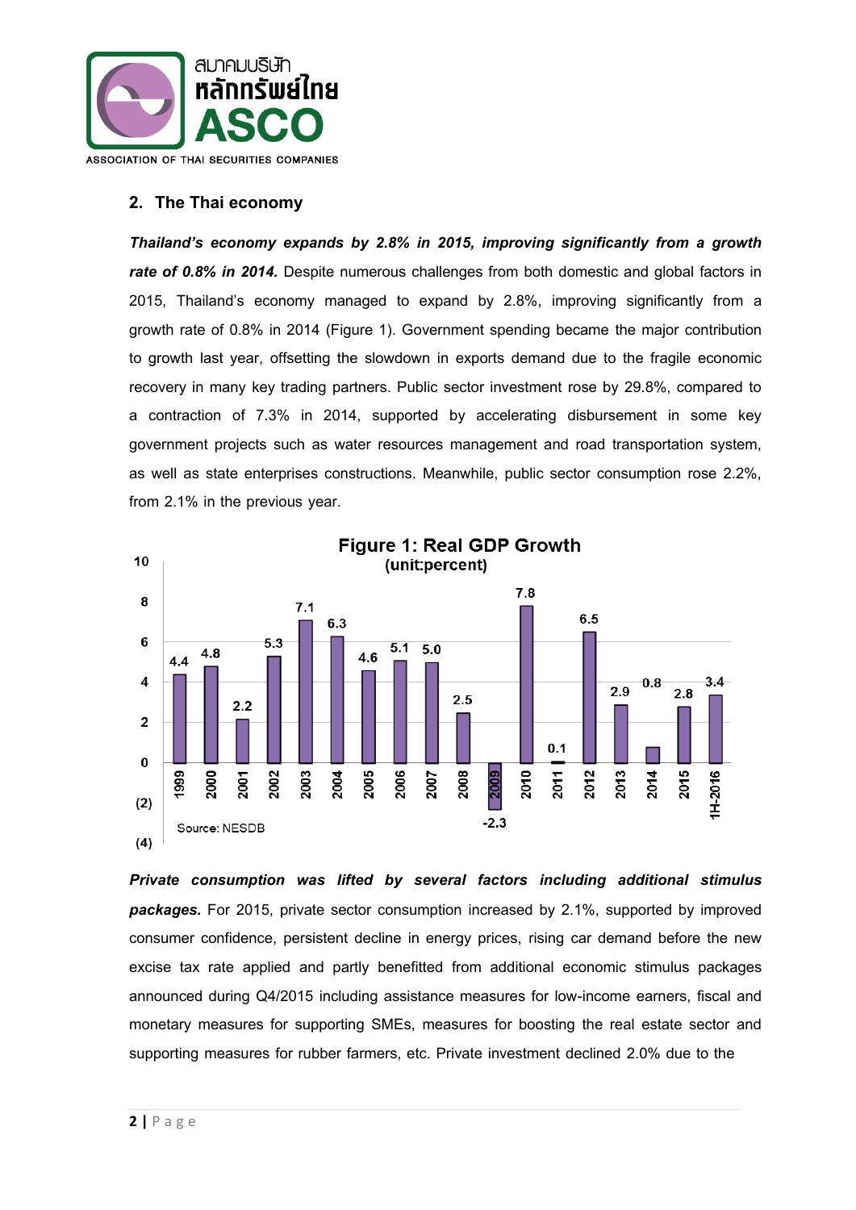## 2. The Thai economy

***Thailand's economy expands by 2.8% in 2015, improving significantly from a growth rate of 0.8% in 2014.*** Despite numerous challenges from both domestic and global factors in 2015, Thailand's economy managed to expand by 2.8%, improving significantly from a growth rate of 0.8% in 2014 (Figure 1). Government spending became the major contribution to growth last year, offsetting the slowdown in exports demand due to the fragile economic recovery in many key trading partners. Public sector investment rose by 29.8%, compared to a contraction of 7.3% in 2014, supported by accelerating disbursement in some key government projects such as water resources management and road transportation system, as well as state enterprises constructions. Meanwhile, public sector consumption rose 2.2%, from 2.1% in the previous year.

**Figure 1: Real GDP Growth**
**(unit:percent)**

| Year | Real GDP Growth (%) |
|---|---|
| 1999 | 4.4 |
| 2000 | 4.8 |
| 2001 | 2.2 |
| 2002 | 5.3 |
| 2003 | 7.1 |
| 2004 | 6.3 |
| 2005 | 4.6 |
| 2006 | 5.1 |
| 2007 | 5.0 |
| 2008 | 2.5 |
| 2009 | -2.3 |
| 2010 | 7.8 |
| 2011 | 0.1 |
| 2012 | 6.5 |
| 2013 | 2.9 |
| 2014 | 0.8 |
| 2015 | 2.8 |
| 1H-2016 | 3.4 |

Source: NESDB

***Private consumption was lifted by several factors including additional stimulus packages.*** For 2015, private sector consumption increased by 2.1%, supported by improved consumer confidence, persistent decline in energy prices, rising car demand before the new excise tax rate applied and partly benefitted from additional economic stimulus packages announced during Q4/2015 including assistance measures for low-income earners, fiscal and monetary measures for supporting SMEs, measures for boosting the real estate sector and supporting measures for rubber farmers, etc. Private investment declined 2.0% due to the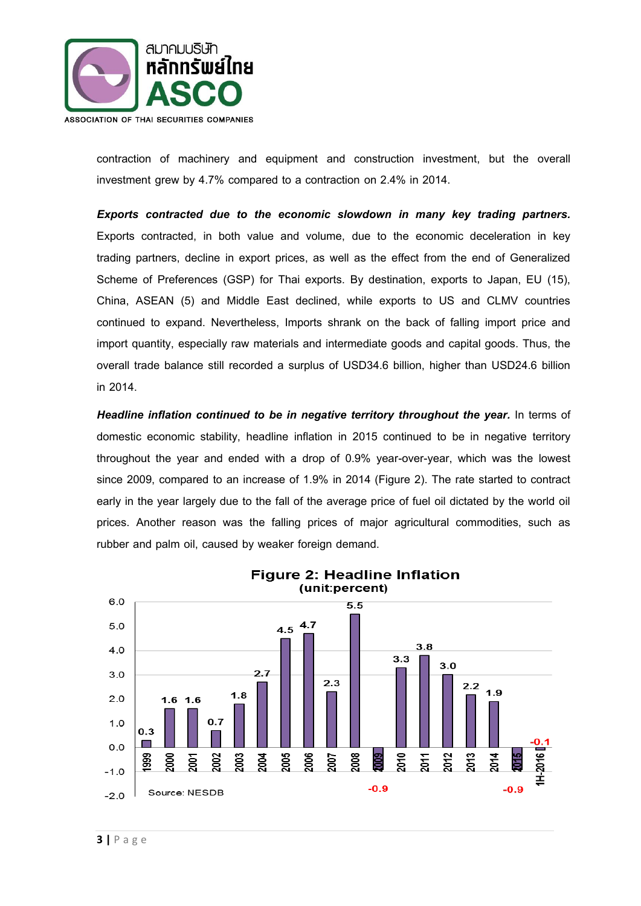contraction of machinery and equipment and construction investment, but the overall investment grew by 4.7% compared to a contraction on 2.4% in 2014.

***Exports contracted due to the economic slowdown in many key trading partners.*** Exports contracted, in both value and volume, due to the economic deceleration in key trading partners, decline in export prices, as well as the effect from the end of Generalized Scheme of Preferences (GSP) for Thai exports. By destination, exports to Japan, EU (15), China, ASEAN (5) and Middle East declined, while exports to US and CLMV countries continued to expand. Nevertheless, Imports shrank on the back of falling import price and import quantity, especially raw materials and intermediate goods and capital goods. Thus, the overall trade balance still recorded a surplus of USD34.6 billion, higher than USD24.6 billion in 2014.

***Headline inflation continued to be in negative territory throughout the year.*** In terms of domestic economic stability, headline inflation in 2015 continued to be in negative territory throughout the year and ended with a drop of 0.9% year-over-year, which was the lowest since 2009, compared to an increase of 1.9% in 2014 (Figure 2). The rate started to contract early in the year largely due to the fall of the average price of fuel oil dictated by the world oil prices. Another reason was the falling prices of major agricultural commodities, such as rubber and palm oil, caused by weaker foreign demand.

**Figure 2: Headline Inflation**
**(unit:percent)**

| Year | Headline Inflation (%) |
|---|---|
| 1999 | 0.3 |
| 2000 | 1.6 |
| 2001 | 1.6 |
| 2002 | 0.7 |
| 2003 | 1.8 |
| 2004 | 2.7 |
| 2005 | 4.5 |
| 2006 | 4.7 |
| 2007 | 2.3 |
| 2008 | 5.5 |
| 2009 | -0.9 |
| 2010 | 3.3 |
| 2011 | 3.8 |
| 2012 | 3.0 |
| 2013 | 2.2 |
| 2014 | 1.9 |
| 2015 | -0.9 |
| 1H-2016 | -0.1 |

Source: NESDB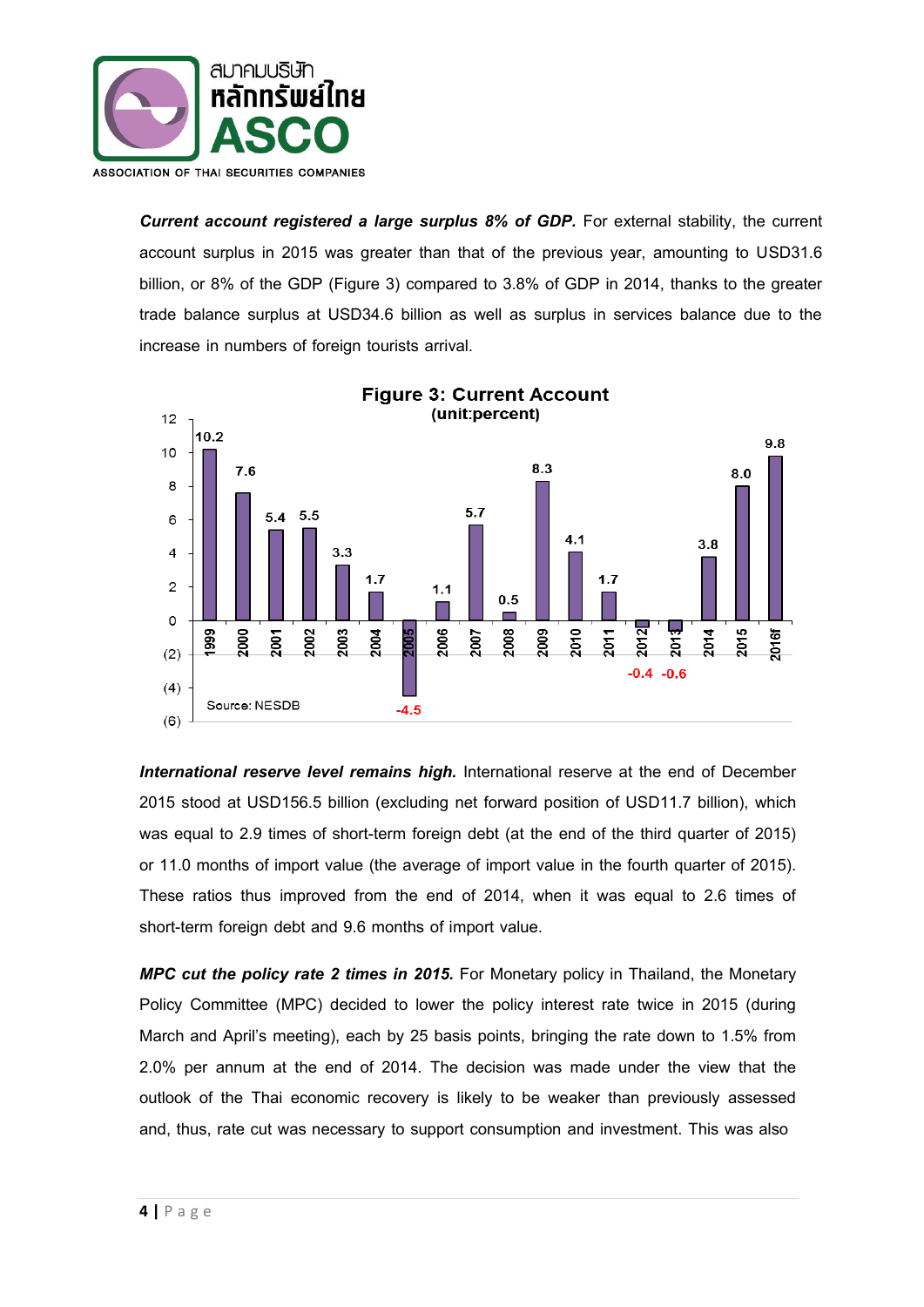***Current account registered a large surplus 8% of GDP.*** For external stability, the current account surplus in 2015 was greater than that of the previous year, amounting to USD31.6 billion, or 8% of the GDP (Figure 3) compared to 3.8% of GDP in 2014, thanks to the greater trade balance surplus at USD34.6 billion as well as surplus in services balance due to the increase in numbers of foreign tourists arrival.

**Figure 3: Current Account**
**(unit:percent)**

| Year | Percent |
|---|---|
| 1999 | 10.2 |
| 2000 | 7.6 |
| 2001 | 5.4 |
| 2002 | 5.5 |
| 2003 | 3.3 |
| 2004 | 1.7 |
| 2005 | -4.5 |
| 2006 | 1.1 |
| 2007 | 5.7 |
| 2008 | 0.5 |
| 2009 | 8.3 |
| 2010 | 4.1 |
| 2011 | 1.7 |
| 2012 | -0.4 |
| 2013 | -0.6 |
| 2014 | 3.8 |
| 2015 | 8.0 |
| 2016f | 9.8 |

Source: NESDB

***International reserve level remains high.*** International reserve at the end of December 2015 stood at USD156.5 billion (excluding net forward position of USD11.7 billion), which was equal to 2.9 times of short-term foreign debt (at the end of the third quarter of 2015) or 11.0 months of import value (the average of import value in the fourth quarter of 2015). These ratios thus improved from the end of 2014, when it was equal to 2.6 times of short-term foreign debt and 9.6 months of import value.

***MPC cut the policy rate 2 times in 2015.*** For Monetary policy in Thailand, the Monetary Policy Committee (MPC) decided to lower the policy interest rate twice in 2015 (during March and April's meeting), each by 25 basis points, bringing the rate down to 1.5% from 2.0% per annum at the end of 2014. The decision was made under the view that the outlook of the Thai economic recovery is likely to be weaker than previously assessed and, thus, rate cut was necessary to support consumption and investment. This was also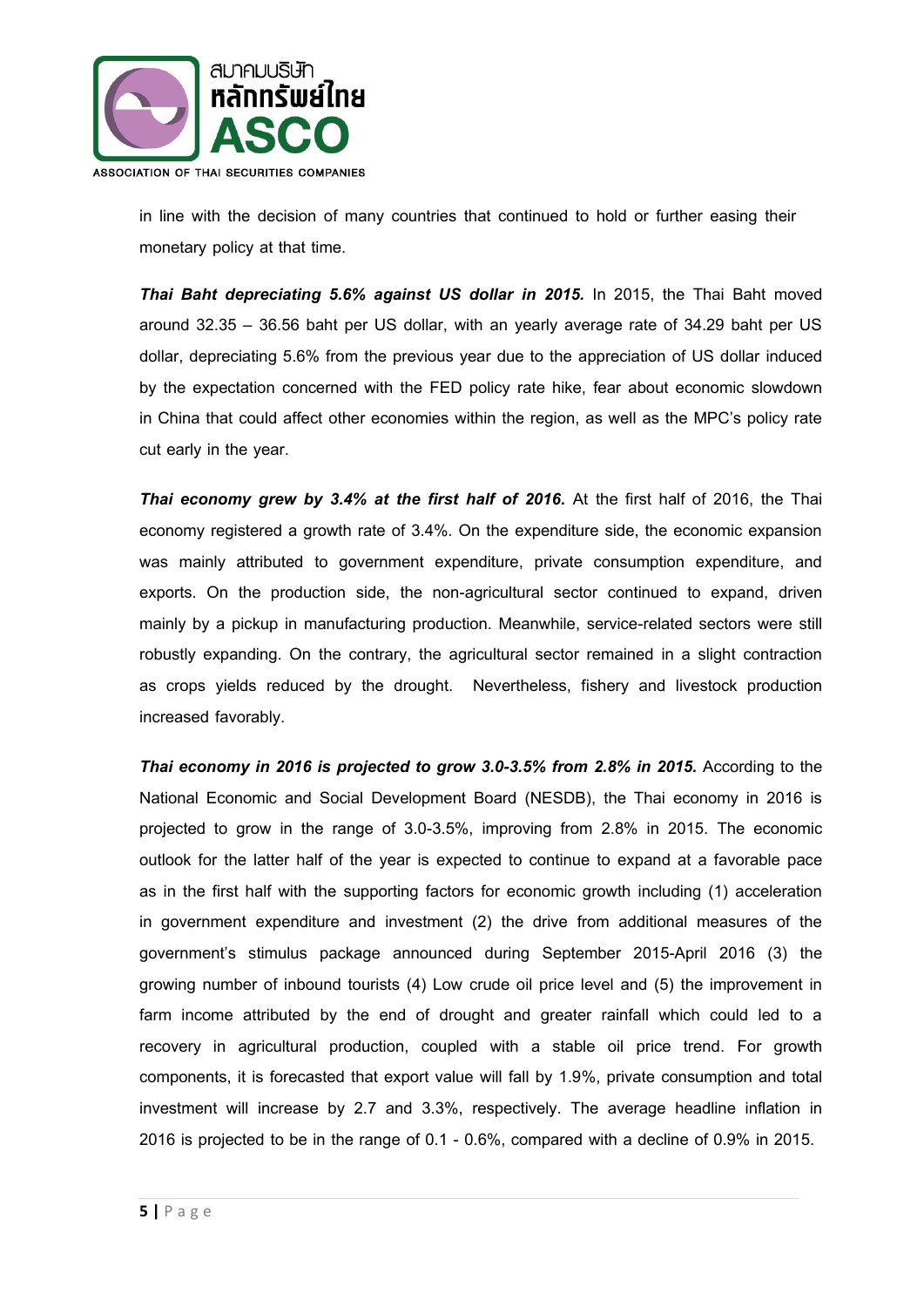in line with the decision of many countries that continued to hold or further easing their monetary policy at that time.

***Thai Baht depreciating 5.6% against US dollar in 2015.*** In 2015, the Thai Baht moved around 32.35 – 36.56 baht per US dollar, with an yearly average rate of 34.29 baht per US dollar, depreciating 5.6% from the previous year due to the appreciation of US dollar induced by the expectation concerned with the FED policy rate hike, fear about economic slowdown in China that could affect other economies within the region, as well as the MPC's policy rate cut early in the year.

***Thai economy grew by 3.4% at the first half of 2016.*** At the first half of 2016, the Thai economy registered a growth rate of 3.4%. On the expenditure side, the economic expansion was mainly attributed to government expenditure, private consumption expenditure, and exports. On the production side, the non-agricultural sector continued to expand, driven mainly by a pickup in manufacturing production. Meanwhile, service-related sectors were still robustly expanding. On the contrary, the agricultural sector remained in a slight contraction as crops yields reduced by the drought. Nevertheless, fishery and livestock production increased favorably.

***Thai economy in 2016 is projected to grow 3.0-3.5% from 2.8% in 2015.*** According to the National Economic and Social Development Board (NESDB), the Thai economy in 2016 is projected to grow in the range of 3.0-3.5%, improving from 2.8% in 2015. The economic outlook for the latter half of the year is expected to continue to expand at a favorable pace as in the first half with the supporting factors for economic growth including (1) acceleration in government expenditure and investment (2) the drive from additional measures of the government's stimulus package announced during September 2015-April 2016 (3) the growing number of inbound tourists (4) Low crude oil price level and (5) the improvement in farm income attributed by the end of drought and greater rainfall which could led to a recovery in agricultural production, coupled with a stable oil price trend. For growth components, it is forecasted that export value will fall by 1.9%, private consumption and total investment will increase by 2.7 and 3.3%, respectively. The average headline inflation in 2016 is projected to be in the range of 0.1 - 0.6%, compared with a decline of 0.9% in 2015.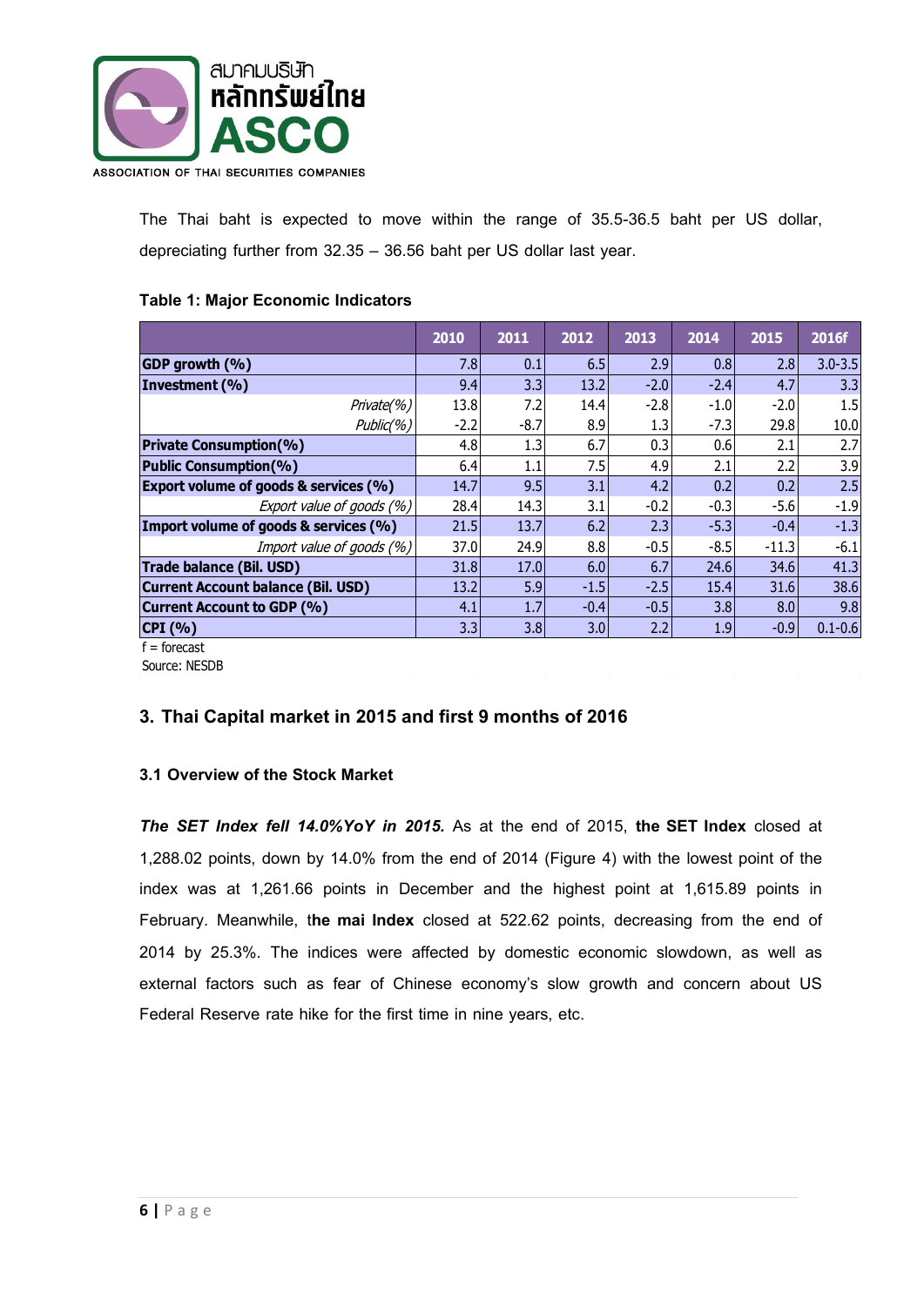The Thai baht is expected to move within the range of 35.5-36.5 baht per US dollar, depreciating further from 32.35 – 36.56 baht per US dollar last year.

**Table 1: Major Economic Indicators**

| | 2010 | 2011 | 2012 | 2013 | 2014 | 2015 | 2016f |
|---|---|---|---|---|---|---|---|
| **GDP growth (%)** | 7.8 | 0.1 | 6.5 | 2.9 | 0.8 | 2.8 | 3.0-3.5 |
| **Investment (%)** | 9.4 | 3.3 | 13.2 | -2.0 | -2.4 | 4.7 | 3.3 |
| *Private(%)* | 13.8 | 7.2 | 14.4 | -2.8 | -1.0 | -2.0 | 1.5 |
| *Public(%)* | -2.2 | -8.7 | 8.9 | 1.3 | -7.3 | 29.8 | 10.0 |
| **Private Consumption(%)** | 4.8 | 1.3 | 6.7 | 0.3 | 0.6 | 2.1 | 2.7 |
| **Public Consumption(%)** | 6.4 | 1.1 | 7.5 | 4.9 | 2.1 | 2.2 | 3.9 |
| **Export volume of goods & services (%)** | 14.7 | 9.5 | 3.1 | 4.2 | 0.2 | 0.2 | 2.5 |
| *Export value of goods (%)* | 28.4 | 14.3 | 3.1 | -0.2 | -0.3 | -5.6 | -1.9 |
| **Import volume of goods & services (%)** | 21.5 | 13.7 | 6.2 | 2.3 | -5.3 | -0.4 | -1.3 |
| *Import value of goods (%)* | 37.0 | 24.9 | 8.8 | -0.5 | -8.5 | -11.3 | -6.1 |
| **Trade balance (Bil. USD)** | 31.8 | 17.0 | 6.0 | 6.7 | 24.6 | 34.6 | 41.3 |
| **Current Account balance (Bil. USD)** | 13.2 | 5.9 | -1.5 | -2.5 | 15.4 | 31.6 | 38.6 |
| **Current Account to GDP (%)** | 4.1 | 1.7 | -0.4 | -0.5 | 3.8 | 8.0 | 9.8 |
| **CPI (%)** | 3.3 | 3.8 | 3.0 | 2.2 | 1.9 | -0.9 | 0.1-0.6 |

f = forecast
Source: NESDB

## 3. Thai Capital market in 2015 and first 9 months of 2016

### 3.1 Overview of the Stock Market

***The SET Index fell 14.0%YoY in 2015.*** As at the end of 2015, **the SET Index** closed at 1,288.02 points, down by 14.0% from the end of 2014 (Figure 4) with the lowest point of the index was at 1,261.66 points in December and the highest point at 1,615.89 points in February. Meanwhile, t**he mai Index** closed at 522.62 points, decreasing from the end of 2014 by 25.3%. The indices were affected by domestic economic slowdown, as well as external factors such as fear of Chinese economy's slow growth and concern about US Federal Reserve rate hike for the first time in nine years, etc.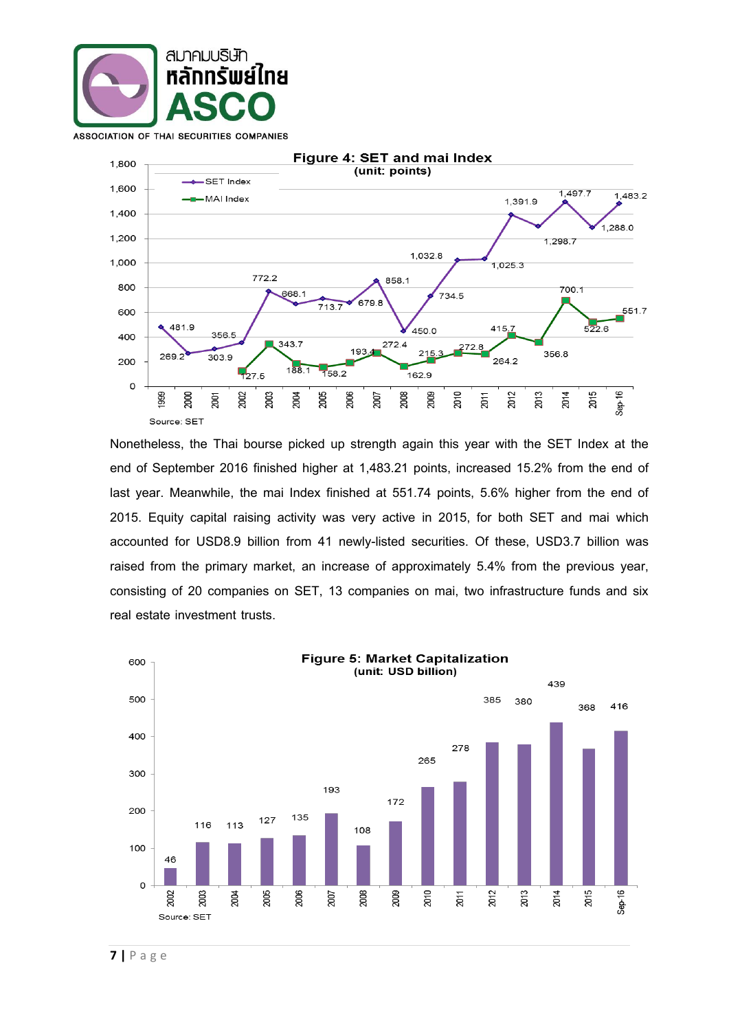**Figure 4: SET and mai Index**
**(unit: points)**

| Year | SET Index | MAI Index |
|---|---|---|
| 1999 | 481.9 | |
| 2000 | 269.2 | |
| 2001 | 303.9 | |
| 2002 | 356.5 | 127.5 |
| 2003 | 772.2 | 343.7 |
| 2004 | 668.1 | 188.1 |
| 2005 | 713.7 | 158.2 |
| 2006 | 679.8 | 193.4 |
| 2007 | 858.1 | 272.4 |
| 2008 | 450.0 | 162.9 |
| 2009 | 734.5 | 215.3 |
| 2010 | 1,032.8 | 272.8 |
| 2011 | 1,025.3 | 264.2 |
| 2012 | 1,391.9 | 415.7 |
| 2013 | 1,298.7 | 356.8 |
| 2014 | 1,497.7 | 700.1 |
| 2015 | 1,288.0 | 522.6 |
| Sep-16 | 1,483.2 | 551.7 |

Source: SET

Nonetheless, the Thai bourse picked up strength again this year with the SET Index at the end of September 2016 finished higher at 1,483.21 points, increased 15.2% from the end of last year. Meanwhile, the mai Index finished at 551.74 points, 5.6% higher from the end of 2015. Equity capital raising activity was very active in 2015, for both SET and mai which accounted for USD8.9 billion from 41 newly-listed securities. Of these, USD3.7 billion was raised from the primary market, an increase of approximately 5.4% from the previous year, consisting of 20 companies on SET, 13 companies on mai, two infrastructure funds and six real estate investment trusts.

**Figure 5: Market Capitalization**
**(unit: USD billion)**

| Year | Market Capitalization |
|---|---|
| 2002 | 46 |
| 2003 | 116 |
| 2004 | 113 |
| 2005 | 127 |
| 2006 | 135 |
| 2007 | 193 |
| 2008 | 108 |
| 2009 | 172 |
| 2010 | 265 |
| 2011 | 278 |
| 2012 | 385 |
| 2013 | 380 |
| 2014 | 439 |
| 2015 | 368 |
| Sep-16 | 416 |

Source: SET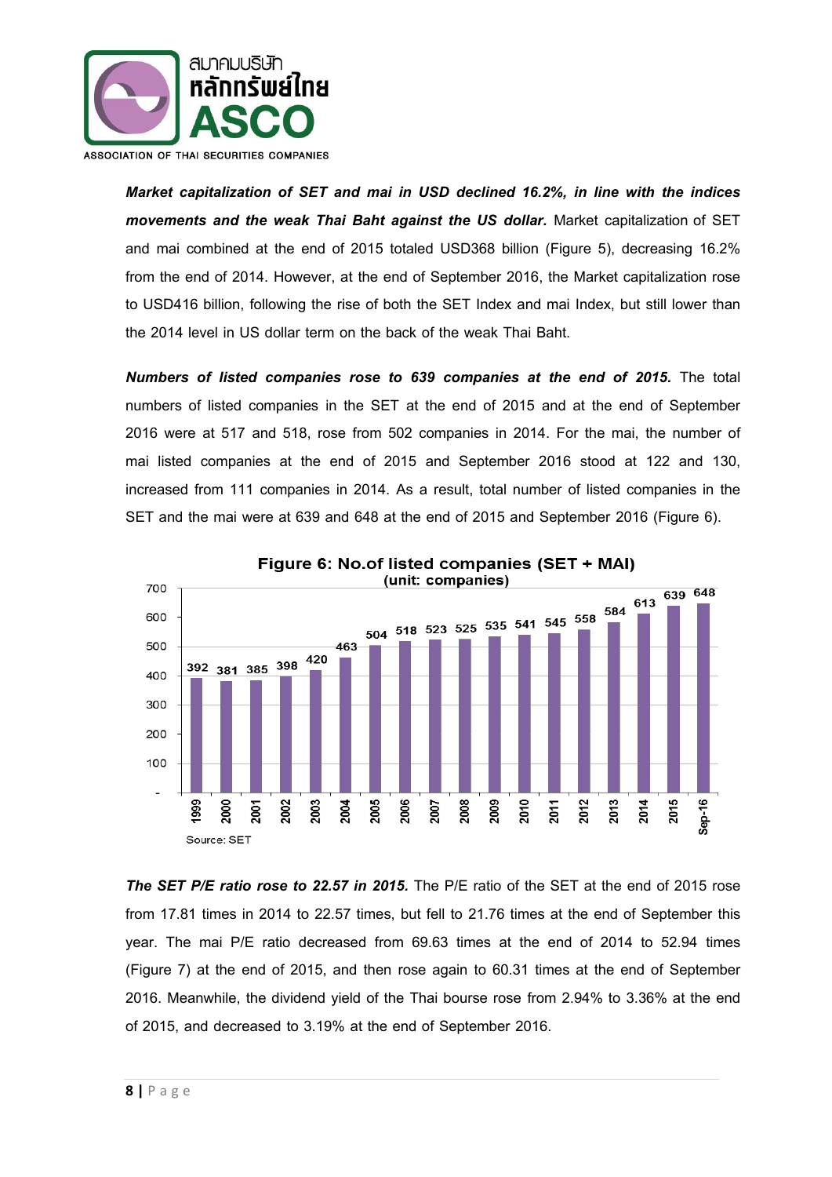***Market capitalization of SET and mai in USD declined 16.2%, in line with the indices movements and the weak Thai Baht against the US dollar.*** Market capitalization of SET and mai combined at the end of 2015 totaled USD368 billion (Figure 5), decreasing 16.2% from the end of 2014. However, at the end of September 2016, the Market capitalization rose to USD416 billion, following the rise of both the SET Index and mai Index, but still lower than the 2014 level in US dollar term on the back of the weak Thai Baht.

***Numbers of listed companies rose to 639 companies at the end of 2015.*** The total numbers of listed companies in the SET at the end of 2015 and at the end of September 2016 were at 517 and 518, rose from 502 companies in 2014. For the mai, the number of mai listed companies at the end of 2015 and September 2016 stood at 122 and 130, increased from 111 companies in 2014. As a result, total number of listed companies in the SET and the mai were at 639 and 648 at the end of 2015 and September 2016 (Figure 6).

**Figure 6: No.of listed companies (SET + MAI)**
**(unit: companies)**

| Year | No. of listed companies |
|---|---|
| 1999 | 392 |
| 2000 | 381 |
| 2001 | 385 |
| 2002 | 398 |
| 2003 | 420 |
| 2004 | 463 |
| 2005 | 504 |
| 2006 | 518 |
| 2007 | 523 |
| 2008 | 525 |
| 2009 | 535 |
| 2010 | 541 |
| 2011 | 545 |
| 2012 | 558 |
| 2013 | 584 |
| 2014 | 613 |
| 2015 | 639 |
| Sep-16 | 648 |

Source: SET

***The SET P/E ratio rose to 22.57 in 2015.*** The P/E ratio of the SET at the end of 2015 rose from 17.81 times in 2014 to 22.57 times, but fell to 21.76 times at the end of September this year. The mai P/E ratio decreased from 69.63 times at the end of 2014 to 52.94 times (Figure 7) at the end of 2015, and then rose again to 60.31 times at the end of September 2016. Meanwhile, the dividend yield of the Thai bourse rose from 2.94% to 3.36% at the end of 2015, and decreased to 3.19% at the end of September 2016.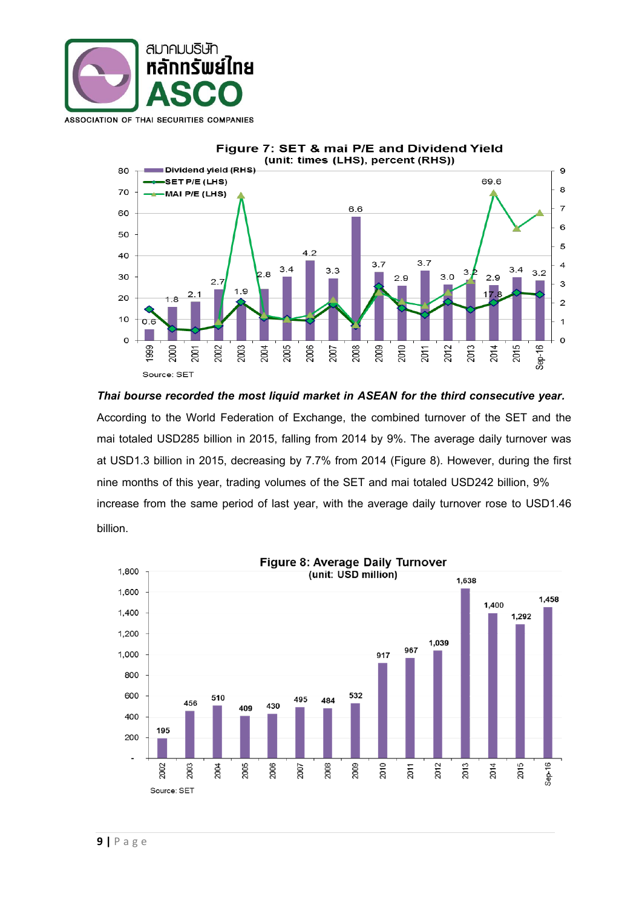**Figure 7: SET & mai P/E and Dividend Yield**
**(unit: times (LHS), percent (RHS))**

Source: SET

***Thai bourse recorded the most liquid market in ASEAN for the third consecutive year.*** According to the World Federation of Exchange, the combined turnover of the SET and the mai totaled USD285 billion in 2015, falling from 2014 by 9%. The average daily turnover was at USD1.3 billion in 2015, decreasing by 7.7% from 2014 (Figure 8). However, during the first nine months of this year, trading volumes of the SET and mai totaled USD242 billion, 9% increase from the same period of last year, with the average daily turnover rose to USD1.46 billion.

**Figure 8: Average Daily Turnover**
**(unit: USD million)**

| Year | Average Daily Turnover |
| --- | --- |
| 2002 | 195 |
| 2003 | 456 |
| 2004 | 510 |
| 2005 | 409 |
| 2006 | 430 |
| 2007 | 495 |
| 2008 | 484 |
| 2009 | 532 |
| 2010 | 917 |
| 2011 | 967 |
| 2012 | 1,039 |
| 2013 | 1,638 |
| 2014 | 1,400 |
| 2015 | 1,292 |
| Sep-16 | 1,458 |

Source: SET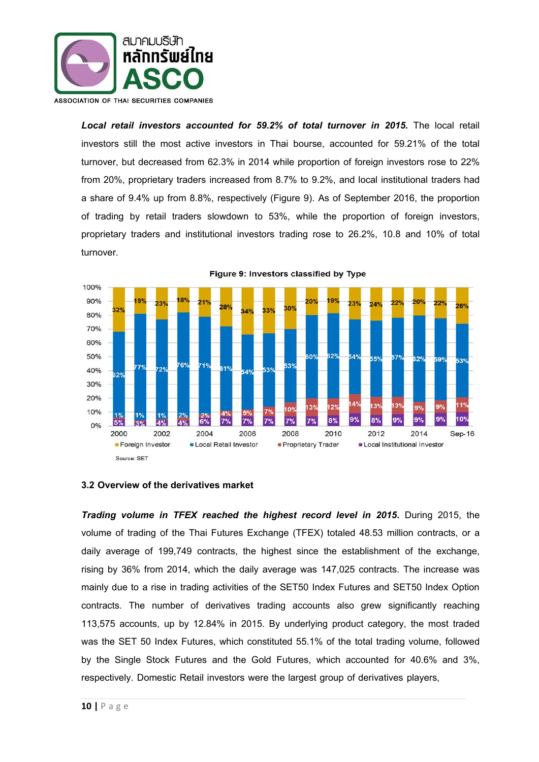***Local retail investors accounted for 59.2% of total turnover in 2015.*** The local retail investors still the most active investors in Thai bourse, accounted for 59.21% of the total turnover, but decreased from 62.3% in 2014 while proportion of foreign investors rose to 22% from 20%, proprietary traders increased from 8.7% to 9.2%, and local institutional traders had a share of 9.4% up from 8.8%, respectively (Figure 9). As of September 2016, the proportion of trading by retail traders slowdown to 53%, while the proportion of foreign investors, proprietary traders and institutional investors trading rose to 26.2%, 10.8 and 10% of total turnover.

**Figure 9: Investors classified by Type**

| Year | Foreign Investor | Local Retail Investor | Proprietary Trader | Local Institutional Investor |
|---|---|---|---|---|
| 2000 | 32% | 62% | 1% | 5% |
| 2001 | 19% | 77% | 1% | 3% |
| 2002 | 23% | 72% | 1% | 4% |
| 2003 | 18% | 76% | 2% | 4% |
| 2004 | 21% | 71% | 2% | 6% |
| 2005 | 28% | 61% | 4% | 7% |
| 2006 | 34% | 54% | 5% | 7% |
| 2007 | 33% | 53% | 7% | 7% |
| 2008 | 30% | 53% | 10% | 7% |
| 2009 | 20% | 60% | 13% | 7% |
| 2010 | 19% | 62% | 12% | 8% |
| 2011 | 23% | 54% | 14% | 9% |
| 2012 | 24% | 55% | 13% | 8% |
| 2013 | 22% | 57% | 13% | 9% |
| 2014 | 20% | 62% | 9% | 9% |
| 2015 | 22% | 59% | 9% | 9% |
| Sep-16 | 26% | 53% | 11% | 10% |

Source: SET

### 3.2 Overview of the derivatives market

***Trading volume in TFEX reached the highest record level in 2015.*** During 2015, the volume of trading of the Thai Futures Exchange (TFEX) totaled 48.53 million contracts, or a daily average of 199,749 contracts, the highest since the establishment of the exchange, rising by 36% from 2014, which the daily average was 147,025 contracts. The increase was mainly due to a rise in trading activities of the SET50 Index Futures and SET50 Index Option contracts. The number of derivatives trading accounts also grew significantly reaching 113,575 accounts, up by 12.84% in 2015. By underlying product category, the most traded was the SET 50 Index Futures, which constituted 55.1% of the total trading volume, followed by the Single Stock Futures and the Gold Futures, which accounted for 40.6% and 3%, respectively. Domestic Retail investors were the largest group of derivatives players,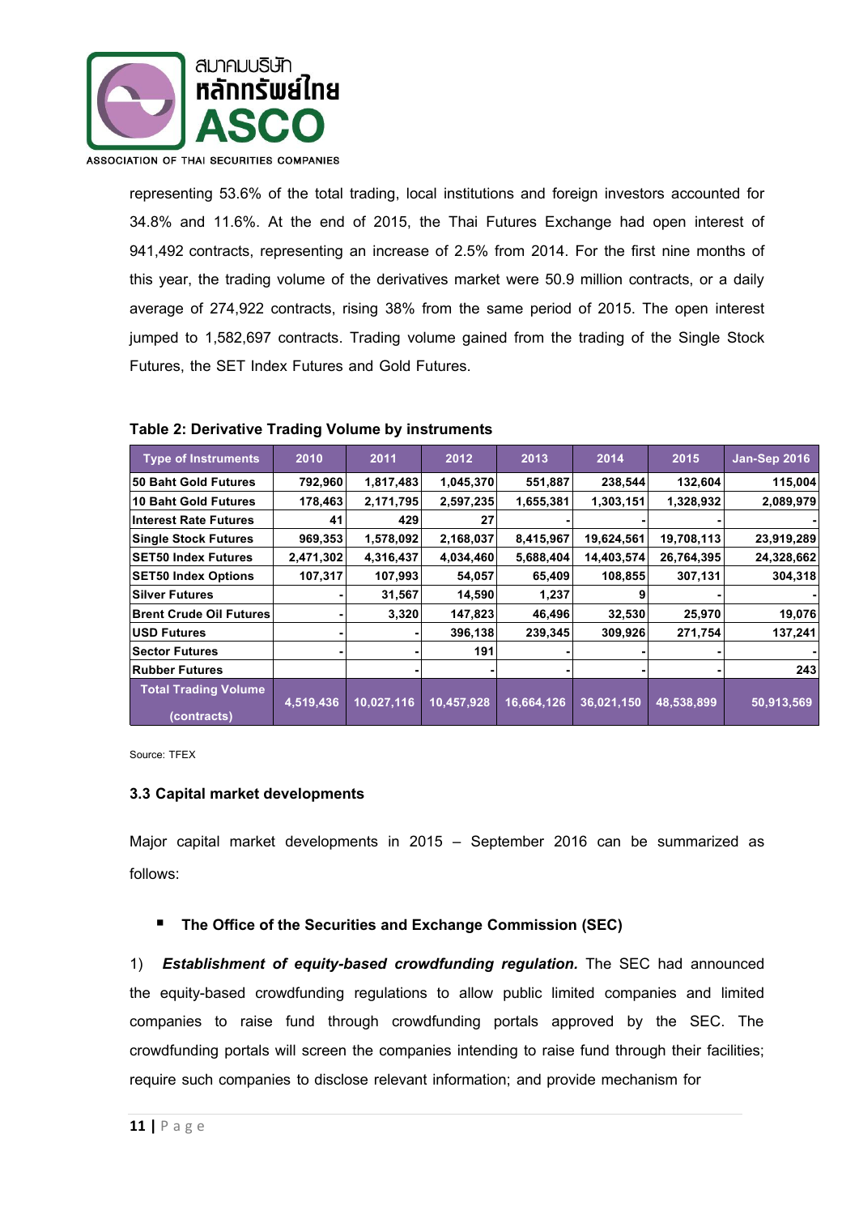representing 53.6% of the total trading, local institutions and foreign investors accounted for 34.8% and 11.6%. At the end of 2015, the Thai Futures Exchange had open interest of 941,492 contracts, representing an increase of 2.5% from 2014. For the first nine months of this year, the trading volume of the derivatives market were 50.9 million contracts, or a daily average of 274,922 contracts, rising 38% from the same period of 2015. The open interest jumped to 1,582,697 contracts. Trading volume gained from the trading of the Single Stock Futures, the SET Index Futures and Gold Futures.

**Table 2: Derivative Trading Volume by instruments**

| Type of Instruments | 2010 | 2011 | 2012 | 2013 | 2014 | 2015 | Jan-Sep 2016 |
|---|---|---|---|---|---|---|---|
| 50 Baht Gold Futures | 792,960 | 1,817,483 | 1,045,370 | 551,887 | 238,544 | 132,604 | 115,004 |
| 10 Baht Gold Futures | 178,463 | 2,171,795 | 2,597,235 | 1,655,381 | 1,303,151 | 1,328,932 | 2,089,979 |
| Interest Rate Futures | 41 | 429 | 27 | - | - | - | - |
| Single Stock Futures | 969,353 | 1,578,092 | 2,168,037 | 8,415,967 | 19,624,561 | 19,708,113 | 23,919,289 |
| SET50 Index Futures | 2,471,302 | 4,316,437 | 4,034,460 | 5,688,404 | 14,403,574 | 26,764,395 | 24,328,662 |
| SET50 Index Options | 107,317 | 107,993 | 54,057 | 65,409 | 108,855 | 307,131 | 304,318 |
| Silver Futures | - | 31,567 | 14,590 | 1,237 | 9 | - | - |
| Brent Crude Oil Futures | - | 3,320 | 147,823 | 46,496 | 32,530 | 25,970 | 19,076 |
| USD Futures | - | - | 396,138 | 239,345 | 309,926 | 271,754 | 137,241 |
| Sector Futures | - | - | 191 | - | - | - | - |
| Rubber Futures | | - | - | - | - | - | 243 |
| Total Trading Volume (contracts) | 4,519,436 | 10,027,116 | 10,457,928 | 16,664,126 | 36,021,150 | 48,538,899 | 50,913,569 |

Source: TFEX

### 3.3 Capital market developments

Major capital market developments in 2015 – September 2016 can be summarized as follows:

- **The Office of the Securities and Exchange Commission (SEC)**

1) ***Establishment of equity-based crowdfunding regulation.*** The SEC had announced the equity-based crowdfunding regulations to allow public limited companies and limited companies to raise fund through crowdfunding portals approved by the SEC. The crowdfunding portals will screen the companies intending to raise fund through their facilities; require such companies to disclose relevant information; and provide mechanism for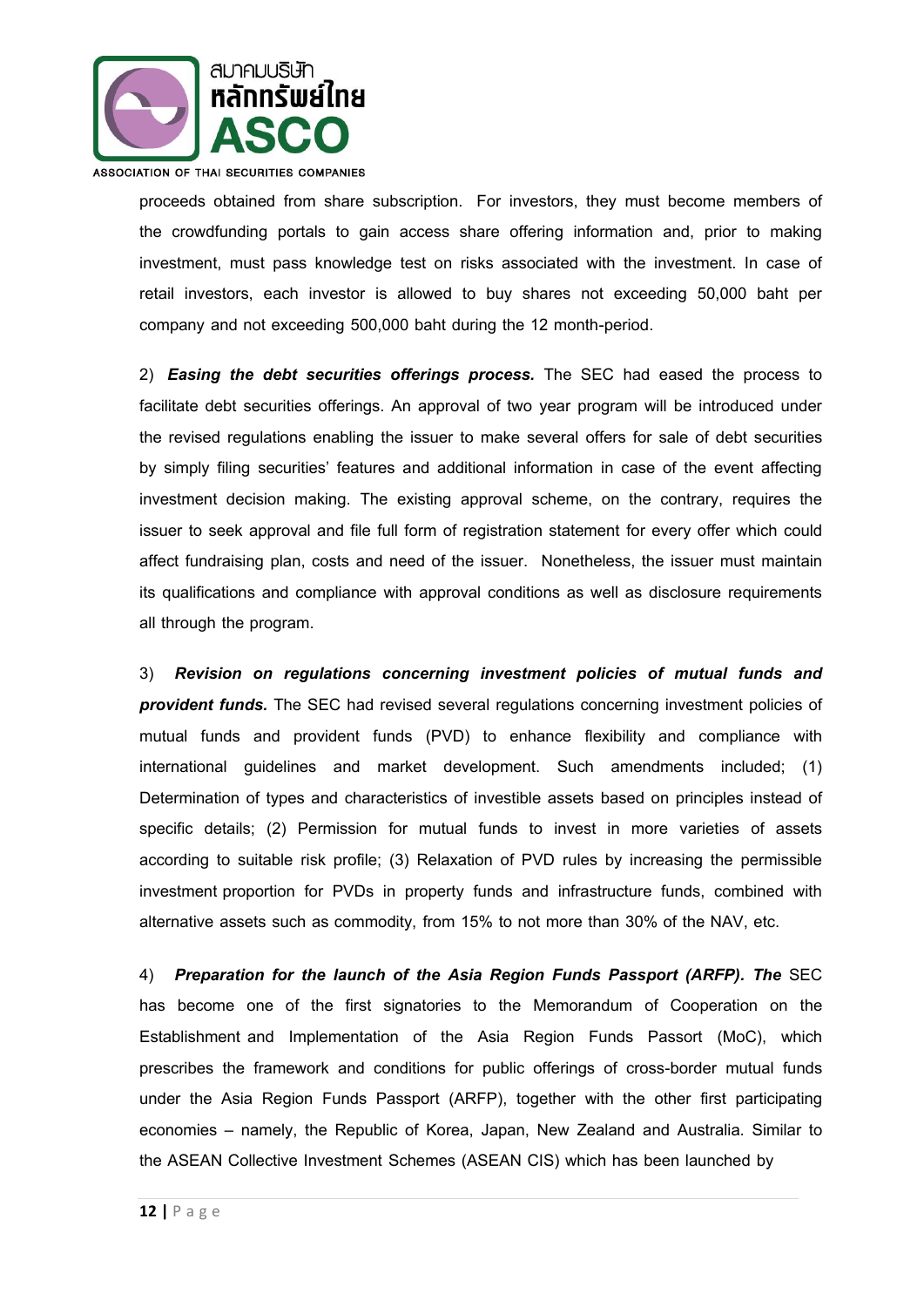proceeds obtained from share subscription. For investors, they must become members of the crowdfunding portals to gain access share offering information and, prior to making investment, must pass knowledge test on risks associated with the investment. In case of retail investors, each investor is allowed to buy shares not exceeding 50,000 baht per company and not exceeding 500,000 baht during the 12 month-period.

2) ***Easing the debt securities offerings process.*** The SEC had eased the process to facilitate debt securities offerings. An approval of two year program will be introduced under the revised regulations enabling the issuer to make several offers for sale of debt securities by simply filing securities' features and additional information in case of the event affecting investment decision making. The existing approval scheme, on the contrary, requires the issuer to seek approval and file full form of registration statement for every offer which could affect fundraising plan, costs and need of the issuer. Nonetheless, the issuer must maintain its qualifications and compliance with approval conditions as well as disclosure requirements all through the program.

3) ***Revision on regulations concerning investment policies of mutual funds and provident funds.*** The SEC had revised several regulations concerning investment policies of mutual funds and provident funds (PVD) to enhance flexibility and compliance with international guidelines and market development. Such amendments included; (1) Determination of types and characteristics of investible assets based on principles instead of specific details; (2) Permission for mutual funds to invest in more varieties of assets according to suitable risk profile; (3) Relaxation of PVD rules by increasing the permissible investment proportion for PVDs in property funds and infrastructure funds, combined with alternative assets such as commodity, from 15% to not more than 30% of the NAV, etc.

4) ***Preparation for the launch of the Asia Region Funds Passport (ARFP). The*** SEC has become one of the first signatories to the Memorandum of Cooperation on the Establishment and Implementation of the Asia Region Funds Passort (MoC), which prescribes the framework and conditions for public offerings of cross-border mutual funds under the Asia Region Funds Passport (ARFP), together with the other first participating economies – namely, the Republic of Korea, Japan, New Zealand and Australia. Similar to the ASEAN Collective Investment Schemes (ASEAN CIS) which has been launched by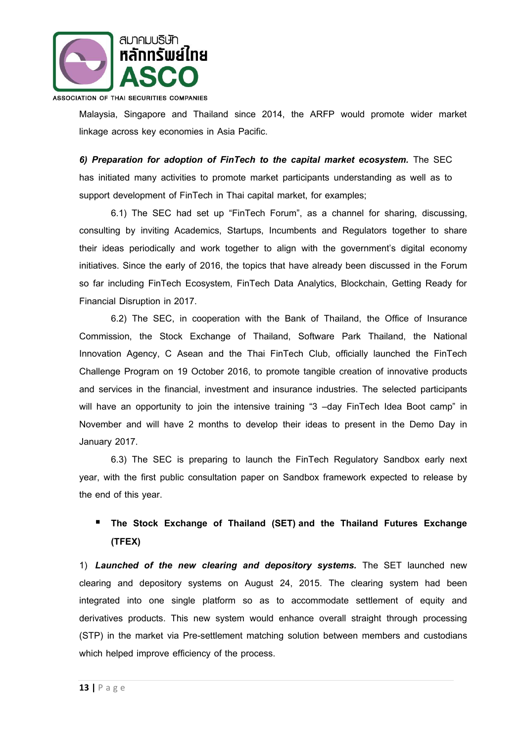Malaysia, Singapore and Thailand since 2014, the ARFP would promote wider market linkage across key economies in Asia Pacific.

***6) Preparation for adoption of FinTech to the capital market ecosystem.*** The SEC has initiated many activities to promote market participants understanding as well as to support development of FinTech in Thai capital market, for examples;

6.1) The SEC had set up "FinTech Forum", as a channel for sharing, discussing, consulting by inviting Academics, Startups, Incumbents and Regulators together to share their ideas periodically and work together to align with the government's digital economy initiatives. Since the early of 2016, the topics that have already been discussed in the Forum so far including FinTech Ecosystem, FinTech Data Analytics, Blockchain, Getting Ready for Financial Disruption in 2017.

6.2) The SEC, in cooperation with the Bank of Thailand, the Office of Insurance Commission, the Stock Exchange of Thailand, Software Park Thailand, the National Innovation Agency, C Asean and the Thai FinTech Club, officially launched the FinTech Challenge Program on 19 October 2016, to promote tangible creation of innovative products and services in the financial, investment and insurance industries. The selected participants will have an opportunity to join the intensive training "3 –day FinTech Idea Boot camp" in November and will have 2 months to develop their ideas to present in the Demo Day in January 2017.

6.3) The SEC is preparing to launch the FinTech Regulatory Sandbox early next year, with the first public consultation paper on Sandbox framework expected to release by the end of this year.

- **The Stock Exchange of Thailand (SET) and the Thailand Futures Exchange (TFEX)**

1) ***Launched of the new clearing and depository systems.*** The SET launched new clearing and depository systems on August 24, 2015. The clearing system had been integrated into one single platform so as to accommodate settlement of equity and derivatives products. This new system would enhance overall straight through processing (STP) in the market via Pre-settlement matching solution between members and custodians which helped improve efficiency of the process.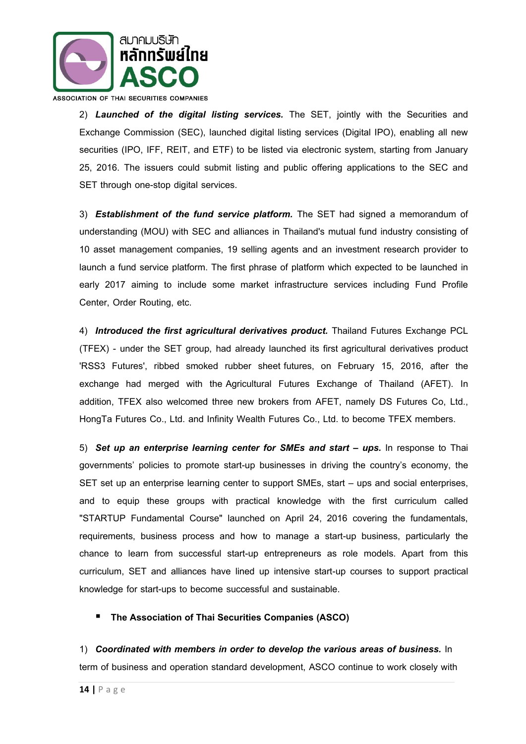2) ***Launched of the digital listing services.*** The SET, jointly with the Securities and Exchange Commission (SEC), launched digital listing services (Digital IPO), enabling all new securities (IPO, IFF, REIT, and ETF) to be listed via electronic system, starting from January 25, 2016. The issuers could submit listing and public offering applications to the SEC and SET through one-stop digital services.

3) ***Establishment of the fund service platform.*** The SET had signed a memorandum of understanding (MOU) with SEC and alliances in Thailand's mutual fund industry consisting of 10 asset management companies, 19 selling agents and an investment research provider to launch a fund service platform. The first phrase of platform which expected to be launched in early 2017 aiming to include some market infrastructure services including Fund Profile Center, Order Routing, etc.

4) ***Introduced the first agricultural derivatives product.*** Thailand Futures Exchange PCL (TFEX) - under the SET group, had already launched its first agricultural derivatives product 'RSS3 Futures', ribbed smoked rubber sheet futures, on February 15, 2016, after the exchange had merged with the Agricultural Futures Exchange of Thailand (AFET). In addition, TFEX also welcomed three new brokers from AFET, namely DS Futures Co, Ltd., HongTa Futures Co., Ltd. and Infinity Wealth Futures Co., Ltd. to become TFEX members.

5) ***Set up an enterprise learning center for SMEs and start – ups.*** In response to Thai governments' policies to promote start-up businesses in driving the country's economy, the SET set up an enterprise learning center to support SMEs, start – ups and social enterprises, and to equip these groups with practical knowledge with the first curriculum called "STARTUP Fundamental Course" launched on April 24, 2016 covering the fundamentals, requirements, business process and how to manage a start-up business, particularly the chance to learn from successful start-up entrepreneurs as role models. Apart from this curriculum, SET and alliances have lined up intensive start-up courses to support practical knowledge for start-ups to become successful and sustainable.

- **The Association of Thai Securities Companies (ASCO)**

1) ***Coordinated with members in order to develop the various areas of business.*** In term of business and operation standard development, ASCO continue to work closely with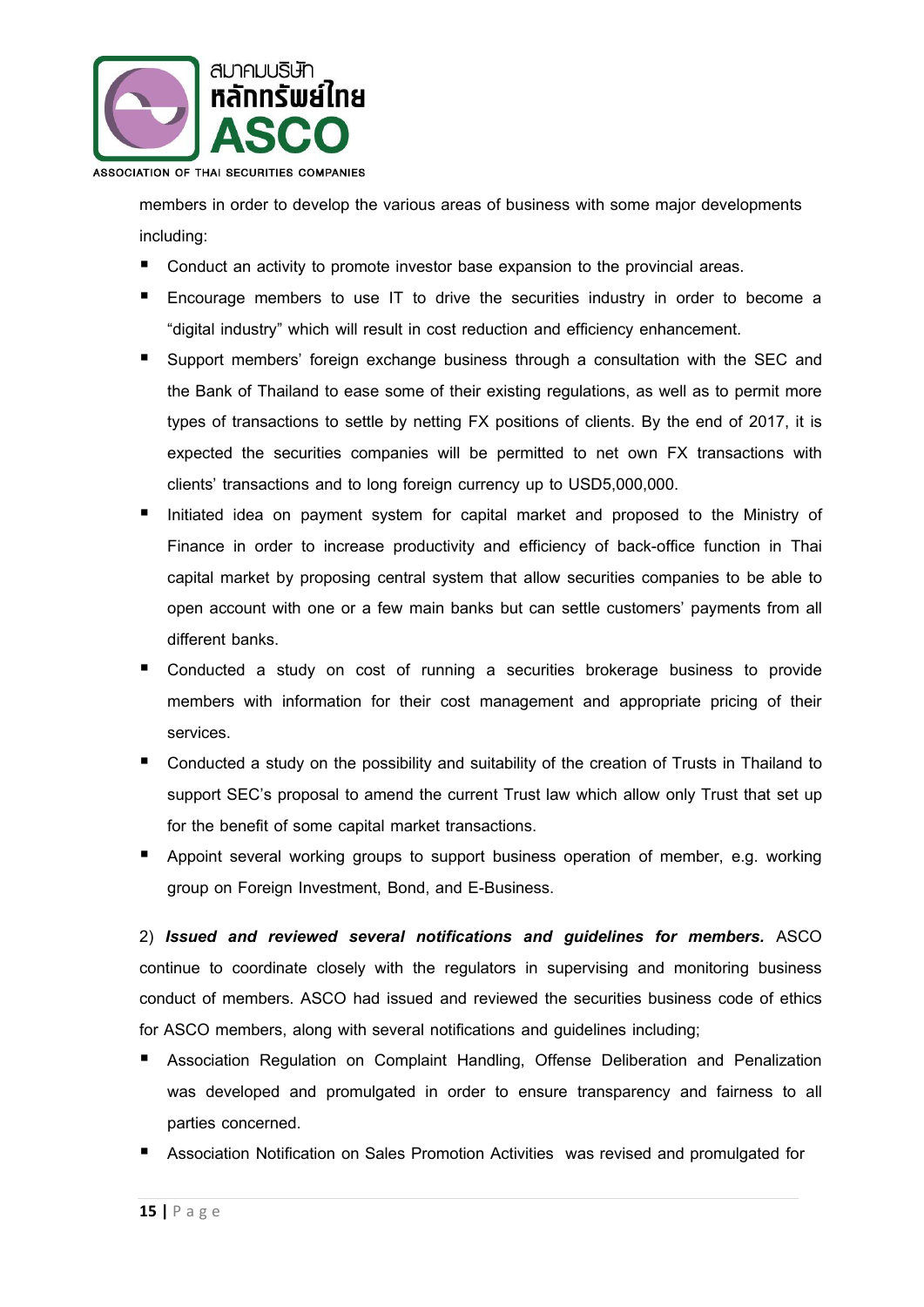members in order to develop the various areas of business with some major developments including:

- Conduct an activity to promote investor base expansion to the provincial areas.
- Encourage members to use IT to drive the securities industry in order to become a "digital industry" which will result in cost reduction and efficiency enhancement.
- Support members' foreign exchange business through a consultation with the SEC and the Bank of Thailand to ease some of their existing regulations, as well as to permit more types of transactions to settle by netting FX positions of clients. By the end of 2017, it is expected the securities companies will be permitted to net own FX transactions with clients' transactions and to long foreign currency up to USD5,000,000.
- Initiated idea on payment system for capital market and proposed to the Ministry of Finance in order to increase productivity and efficiency of back-office function in Thai capital market by proposing central system that allow securities companies to be able to open account with one or a few main banks but can settle customers' payments from all different banks.
- Conducted a study on cost of running a securities brokerage business to provide members with information for their cost management and appropriate pricing of their services.
- Conducted a study on the possibility and suitability of the creation of Trusts in Thailand to support SEC's proposal to amend the current Trust law which allow only Trust that set up for the benefit of some capital market transactions.
- Appoint several working groups to support business operation of member, e.g. working group on Foreign Investment, Bond, and E-Business.

2) ***Issued and reviewed several notifications and guidelines for members.*** ASCO continue to coordinate closely with the regulators in supervising and monitoring business conduct of members. ASCO had issued and reviewed the securities business code of ethics for ASCO members, along with several notifications and guidelines including;

- Association Regulation on Complaint Handling, Offense Deliberation and Penalization was developed and promulgated in order to ensure transparency and fairness to all parties concerned.
- Association Notification on Sales Promotion Activities was revised and promulgated for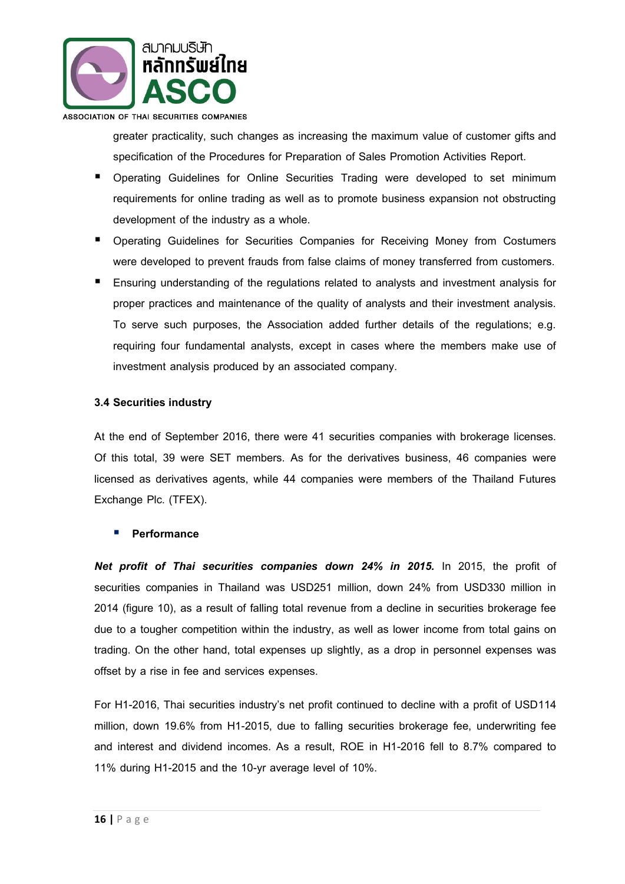greater practicality, such changes as increasing the maximum value of customer gifts and specification of the Procedures for Preparation of Sales Promotion Activities Report.

- Operating Guidelines for Online Securities Trading were developed to set minimum requirements for online trading as well as to promote business expansion not obstructing development of the industry as a whole.
- Operating Guidelines for Securities Companies for Receiving Money from Costumers were developed to prevent frauds from false claims of money transferred from customers.
- Ensuring understanding of the regulations related to analysts and investment analysis for proper practices and maintenance of the quality of analysts and their investment analysis. To serve such purposes, the Association added further details of the regulations; e.g. requiring four fundamental analysts, except in cases where the members make use of investment analysis produced by an associated company.

### 3.4 Securities industry

At the end of September 2016, there were 41 securities companies with brokerage licenses. Of this total, 39 were SET members. As for the derivatives business, 46 companies were licensed as derivatives agents, while 44 companies were members of the Thailand Futures Exchange Plc. (TFEX).

- **Performance**

***Net profit of Thai securities companies down 24% in 2015.*** In 2015, the profit of securities companies in Thailand was USD251 million, down 24% from USD330 million in 2014 (figure 10), as a result of falling total revenue from a decline in securities brokerage fee due to a tougher competition within the industry, as well as lower income from total gains on trading. On the other hand, total expenses up slightly, as a drop in personnel expenses was offset by a rise in fee and services expenses.

For H1-2016, Thai securities industry's net profit continued to decline with a profit of USD114 million, down 19.6% from H1-2015, due to falling securities brokerage fee, underwriting fee and interest and dividend incomes. As a result, ROE in H1-2016 fell to 8.7% compared to 11% during H1-2015 and the 10-yr average level of 10%.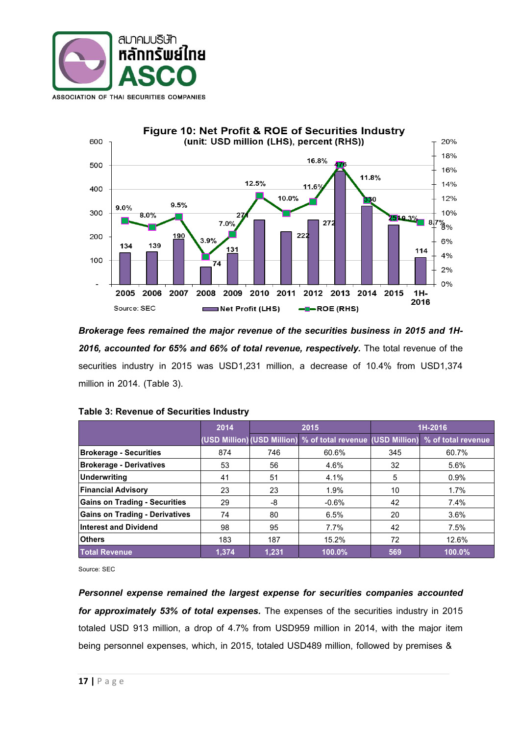**Figure 10: Net Profit & ROE of Securities Industry**

**(unit: USD million (LHS), percent (RHS))**

Source: SEC

***Brokerage fees remained the major revenue of the securities business in 2015 and 1H-2016, accounted for 65% and 66% of total revenue, respectively.*** The total revenue of the securities industry in 2015 was USD1,231 million, a decrease of 10.4% from USD1,374 million in 2014. (Table 3).

**Table 3: Revenue of Securities Industry**

| | 2014 | 2015 | | 1H-2016 | |
|---|---|---|---|---|---|
| | (USD Million) | (USD Million) | % of total revenue | (USD Million) | % of total revenue |
| **Brokerage - Securities** | 874 | 746 | 60.6% | 345 | 60.7% |
| **Brokerage - Derivatives** | 53 | 56 | 4.6% | 32 | 5.6% |
| **Underwriting** | 41 | 51 | 4.1% | 5 | 0.9% |
| **Financial Advisory** | 23 | 23 | 1.9% | 10 | 1.7% |
| **Gains on Trading - Securities** | 29 | -8 | -0.6% | 42 | 7.4% |
| **Gains on Trading - Derivatives** | 74 | 80 | 6.5% | 20 | 3.6% |
| **Interest and Dividend** | 98 | 95 | 7.7% | 42 | 7.5% |
| **Others** | 183 | 187 | 15.2% | 72 | 12.6% |
| **Total Revenue** | **1,374** | **1,231** | **100.0%** | **569** | **100.0%** |

Source: SEC

***Personnel expense remained the largest expense for securities companies accounted for approximately 53% of total expenses.*** The expenses of the securities industry in 2015 totaled USD 913 million, a drop of 4.7% from USD959 million in 2014, with the major item being personnel expenses, which, in 2015, totaled USD489 million, followed by premises &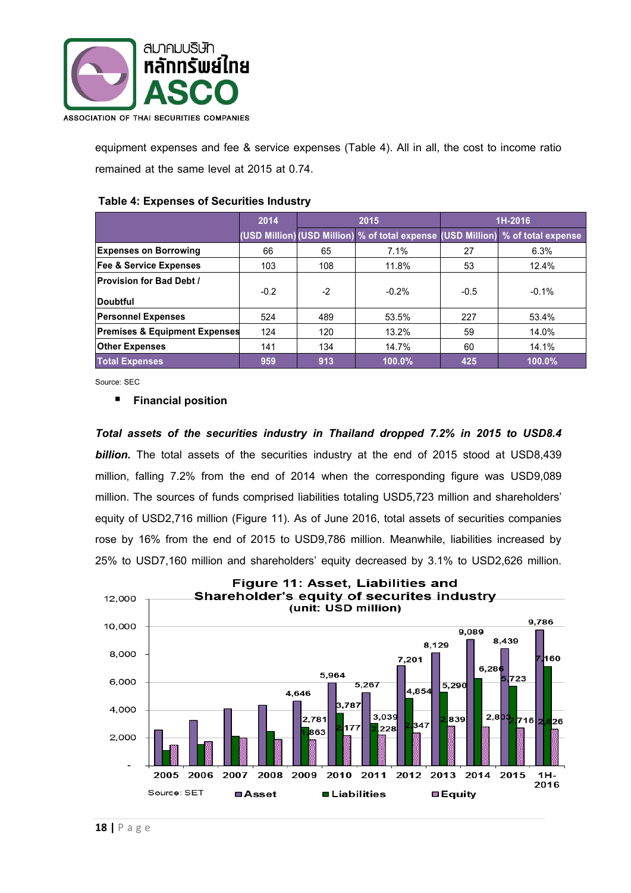equipment expenses and fee & service expenses (Table 4). All in all, the cost to income ratio remained at the same level at 2015 at 0.74.

**Table 4: Expenses of Securities Industry**

| | 2014 | 2015 | | 1H-2016 | |
|---|---|---|---|---|---|
| | (USD Million) | (USD Million) | % of total expense | (USD Million) | % of total expense |
| **Expenses on Borrowing** | 66 | 65 | 7.1% | 27 | 6.3% |
| **Fee & Service Expenses** | 103 | 108 | 11.8% | 53 | 12.4% |
| **Provision for Bad Debt / Doubtful** | -0.2 | -2 | -0.2% | -0.5 | -0.1% |
| **Personnel Expenses** | 524 | 489 | 53.5% | 227 | 53.4% |
| **Premises & Equipment Expenses** | 124 | 120 | 13.2% | 59 | 14.0% |
| **Other Expenses** | 141 | 134 | 14.7% | 60 | 14.1% |
| **Total Expenses** | **959** | **913** | **100.0%** | **425** | **100.0%** |

Source: SEC

- **Financial position**

***Total assets of the securities industry in Thailand dropped 7.2% in 2015 to USD8.4 billion.*** The total assets of the securities industry at the end of 2015 stood at USD8,439 million, falling 7.2% from the end of 2014 when the corresponding figure was USD9,089 million. The sources of funds comprised liabilities totaling USD5,723 million and shareholders' equity of USD2,716 million (Figure 11). As of June 2016, total assets of securities companies rose by 16% from the end of 2015 to USD9,786 million. Meanwhile, liabilities increased by 25% to USD7,160 million and shareholders' equity decreased by 3.1% to USD2,626 million.

**Figure 11: Asset, Liabilities and Shareholder's equity of securites industry**
**(unit: USD million)**

12,000
10,000
8,000
6,000
4,000
2,000
-

4,646
2,781
1,863
5,964
3,787
2,177
5,267
3,039
2,228
7,201
4,854
2,347
8,129
5,290
2,839
9,089
6,286
2,803
8,439
5,723
2,716
9,786
7,160
2,626

2005 2006 2007 2008 2009 2010 2011 2012 2013 2014 2015 1H-2016

Source: SET

Asset Liabilities Equity